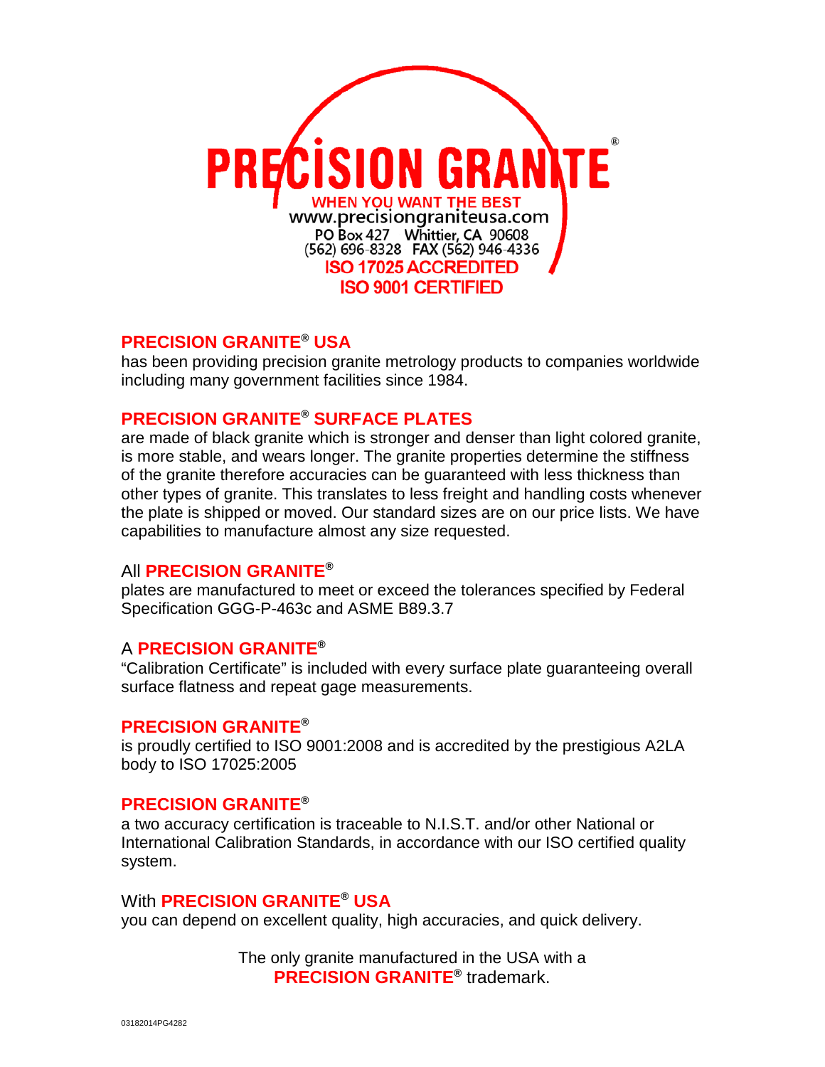# PRECISION GRANITE®

**WHEN YOU WANT THE BEST**

www.precisiongraniteusa.com

PO Box 427 Whittier, CA 90608

(562) 696-8328 FAX (562) 946-4336

**ISO 17025 ACCREDITED**

**ISO 9001 CERTIFIED**

**PRECISION GRANITE® USA**
has been providing precision granite metrology products to companies worldwide including many government facilities since 1984.

**PRECISION GRANITE® SURFACE PLATES**
are made of black granite which is stronger and denser than light colored granite, is more stable, and wears longer. The granite properties determine the stiffness of the granite therefore accuracies can be guaranteed with less thickness than other types of granite. This translates to less freight and handling costs whenever the plate is shipped or moved. Our standard sizes are on our price lists. We have capabilities to manufacture almost any size requested.

All **PRECISION GRANITE®**
plates are manufactured to meet or exceed the tolerances specified by Federal Specification GGG-P-463c and ASME B89.3.7

A **PRECISION GRANITE®**
"Calibration Certificate" is included with every surface plate guaranteeing overall surface flatness and repeat gage measurements.

**PRECISION GRANITE®**
is proudly certified to ISO 9001:2008 and is accredited by the prestigious A2LA body to ISO 17025:2005

**PRECISION GRANITE®**
a two accuracy certification is traceable to N.I.S.T. and/or other National or International Calibration Standards, in accordance with our ISO certified quality system.

With **PRECISION GRANITE® USA**
you can depend on excellent quality, high accuracies, and quick delivery.

The only granite manufactured in the USA with a
**PRECISION GRANITE®** trademark.

03182014PG4282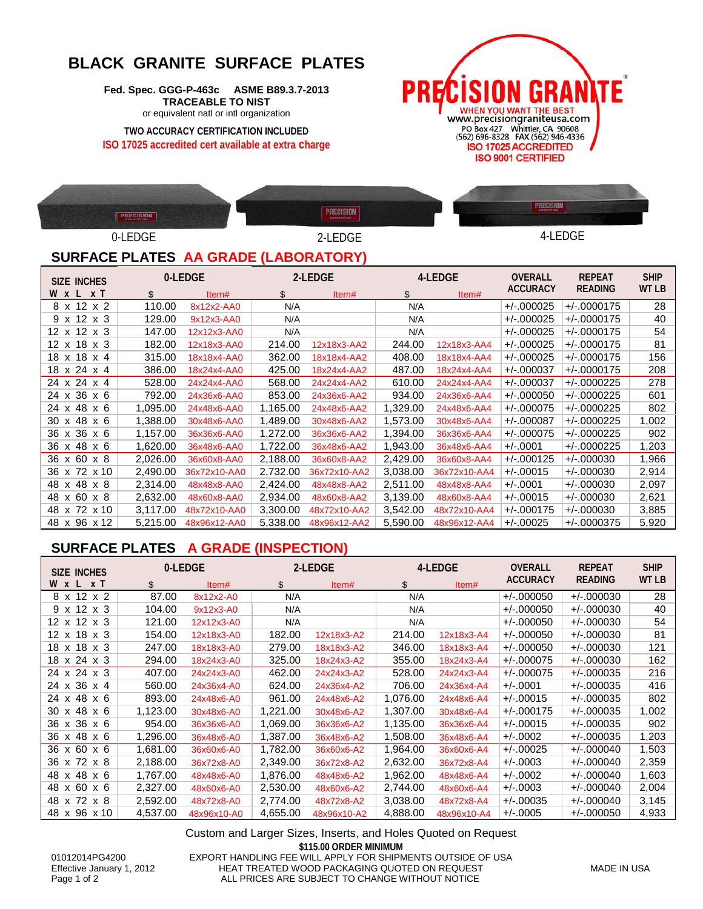# BLACK GRANITE SURFACE PLATES

**Fed. Spec. GGG-P-463c ASME B89.3.7-2013**
**TRACEABLE TO NIST**
or equivalent natl or intl organization

**TWO ACCURACY CERTIFICATION INCLUDED**
**ISO 17025 accredited cert available at extra charge**

**PRECISION GRANITE**®
WHEN YOU WANT THE BEST
www.precisiongraniteusa.com
PO Box 427 Whittier, CA 90608
(562) 696-8328 FAX (562) 946-4336
**ISO 17025 ACCREDITED**
**ISO 9001 CERTIFIED**

0-LEDGE 2-LEDGE 4-LEDGE

## SURFACE PLATES AA GRADE (LABORATORY)

| SIZE INCHES W x L x T | 0-LEDGE $ | 0-LEDGE Item# | 2-LEDGE $ | 2-LEDGE Item# | 4-LEDGE $ | 4-LEDGE Item# | OVERALL ACCURACY | REPEAT READING | SHIP WT LB |
|---|---|---|---|---|---|---|---|---|---|
| 8 x 12 x 2 | 110.00 | 8x12x2-AA0 | N/A | | N/A | | +/-.000025 | +/-.0000175 | 28 |
| 9 x 12 x 3 | 129.00 | 9x12x3-AA0 | N/A | | N/A | | +/-.000025 | +/-.0000175 | 40 |
| 12 x 12 x 3 | 147.00 | 12x12x3-AA0 | N/A | | N/A | | +/-.000025 | +/-.0000175 | 54 |
| 12 x 18 x 3 | 182.00 | 12x18x3-AA0 | 214.00 | 12x18x3-AA2 | 244.00 | 12x18x3-AA4 | +/-.000025 | +/-.0000175 | 81 |
| 18 x 18 x 4 | 315.00 | 18x18x4-AA0 | 362.00 | 18x18x4-AA2 | 408.00 | 18x18x4-AA4 | +/-.000025 | +/-.0000175 | 156 |
| 18 x 24 x 4 | 386.00 | 18x24x4-AA0 | 425.00 | 18x24x4-AA2 | 487.00 | 18x24x4-AA4 | +/-.000037 | +/-.0000175 | 208 |
| 24 x 24 x 4 | 528.00 | 24x24x4-AA0 | 568.00 | 24x24x4-AA2 | 610.00 | 24x24x4-AA4 | +/-.000037 | +/-.0000225 | 278 |
| 24 x 36 x 6 | 792.00 | 24x36x6-AA0 | 853.00 | 24x36x6-AA2 | 934.00 | 24x36x6-AA4 | +/-.000050 | +/-.0000225 | 601 |
| 24 x 48 x 6 | 1,095.00 | 24x48x6-AA0 | 1,165.00 | 24x48x6-AA2 | 1,329.00 | 24x48x6-AA4 | +/-.000075 | +/-.0000225 | 802 |
| 30 x 48 x 6 | 1,388.00 | 30x48x6-AA0 | 1,489.00 | 30x48x6-AA2 | 1,573.00 | 30x48x6-AA4 | +/-.000087 | +/-.0000225 | 1,002 |
| 36 x 36 x 6 | 1,157.00 | 36x36x6-AA0 | 1,272.00 | 36x36x6-AA2 | 1,394.00 | 36x36x6-AA4 | +/-.000075 | +/-.0000225 | 902 |
| 36 x 48 x 6 | 1,620.00 | 36x48x6-AA0 | 1,722.00 | 36x48x6-AA2 | 1,943.00 | 36x48x6-AA4 | +/-.0001 | +/-.0000225 | 1,203 |
| 36 x 60 x 8 | 2,026.00 | 36x60x8-AA0 | 2,188.00 | 36x60x8-AA2 | 2,429.00 | 36x60x8-AA4 | +/-.000125 | +/-.000030 | 1,966 |
| 36 x 72 x 10 | 2,490.00 | 36x72x10-AA0 | 2,732.00 | 36x72x10-AA2 | 3,038.00 | 36x72x10-AA4 | +/-.00015 | +/-.000030 | 2,914 |
| 48 x 48 x 8 | 2,314.00 | 48x48x8-AA0 | 2,424.00 | 48x48x8-AA2 | 2,511.00 | 48x48x8-AA4 | +/-.0001 | +/-.000030 | 2,097 |
| 48 x 60 x 8 | 2,632.00 | 48x60x8-AA0 | 2,934.00 | 48x60x8-AA2 | 3,139.00 | 48x60x8-AA4 | +/-.00015 | +/-.000030 | 2,621 |
| 48 x 72 x 10 | 3,117.00 | 48x72x10-AA0 | 3,300.00 | 48x72x10-AA2 | 3,542.00 | 48x72x10-AA4 | +/-.000175 | +/-.000030 | 3,885 |
| 48 x 96 x 12 | 5,215.00 | 48x96x12-AA0 | 5,338.00 | 48x96x12-AA2 | 5,590.00 | 48x96x12-AA4 | +/-.00025 | +/-.0000375 | 5,920 |

## SURFACE PLATES A GRADE (INSPECTION)

| SIZE INCHES W x L x T | 0-LEDGE $ | 0-LEDGE Item# | 2-LEDGE $ | 2-LEDGE Item# | 4-LEDGE $ | 4-LEDGE Item# | OVERALL ACCURACY | REPEAT READING | SHIP WT LB |
|---|---|---|---|---|---|---|---|---|---|
| 8 x 12 x 2 | 87.00 | 8x12x2-A0 | N/A | | N/A | | +/-.000050 | +/-.000030 | 28 |
| 9 x 12 x 3 | 104.00 | 9x12x3-A0 | N/A | | N/A | | +/-.000050 | +/-.000030 | 40 |
| 12 x 12 x 3 | 121.00 | 12x12x3-A0 | N/A | | N/A | | +/-.000050 | +/-.000030 | 54 |
| 12 x 18 x 3 | 154.00 | 12x18x3-A0 | 182.00 | 12x18x3-A2 | 214.00 | 12x18x3-A4 | +/-.000050 | +/-.000030 | 81 |
| 18 x 18 x 3 | 247.00 | 18x18x3-A0 | 279.00 | 18x18x3-A2 | 346.00 | 18x18x3-A4 | +/-.000050 | +/-.000030 | 121 |
| 18 x 24 x 3 | 294.00 | 18x24x3-A0 | 325.00 | 18x24x3-A2 | 355.00 | 18x24x3-A4 | +/-.000075 | +/-.000030 | 162 |
| 24 x 24 x 3 | 407.00 | 24x24x3-A0 | 462.00 | 24x24x3-A2 | 528.00 | 24x24x3-A4 | +/-.000075 | +/-.000035 | 216 |
| 24 x 36 x 4 | 560.00 | 24x36x4-A0 | 624.00 | 24x36x4-A2 | 706.00 | 24x36x4-A4 | +/-.0001 | +/-.000035 | 416 |
| 24 x 48 x 6 | 893.00 | 24x48x6-A0 | 961.00 | 24x48x6-A2 | 1,076.00 | 24x48x6-A4 | +/-.00015 | +/-.000035 | 802 |
| 30 x 48 x 6 | 1,123.00 | 30x48x6-A0 | 1,221.00 | 30x48x6-A2 | 1,307.00 | 30x48x6-A4 | +/-.000175 | +/-.000035 | 1,002 |
| 36 x 36 x 6 | 954.00 | 36x36x6-A0 | 1,069.00 | 36x36x6-A2 | 1,135.00 | 36x36x6-A4 | +/-.00015 | +/-.000035 | 902 |
| 36 x 48 x 6 | 1,296.00 | 36x48x6-A0 | 1,387.00 | 36x48x6-A2 | 1,508.00 | 36x48x6-A4 | +/-.0002 | +/-.000035 | 1,203 |
| 36 x 60 x 6 | 1,681.00 | 36x60x6-A0 | 1,782.00 | 36x60x6-A2 | 1,964.00 | 36x60x6-A4 | +/-.00025 | +/-.000040 | 1,503 |
| 36 x 72 x 8 | 2,188.00 | 36x72x8-A0 | 2,349.00 | 36x72x8-A2 | 2,632.00 | 36x72x8-A4 | +/-.0003 | +/-.000040 | 2,359 |
| 48 x 48 x 6 | 1,767.00 | 48x48x6-A0 | 1,876.00 | 48x48x6-A2 | 1,962.00 | 48x48x6-A4 | +/-.0002 | +/-.000040 | 1,603 |
| 48 x 60 x 6 | 2,327.00 | 48x60x6-A0 | 2,530.00 | 48x60x6-A2 | 2,744.00 | 48x60x6-A4 | +/-.0003 | +/-.000040 | 2,004 |
| 48 x 72 x 8 | 2,592.00 | 48x72x8-A0 | 2,774.00 | 48x72x8-A2 | 3,038.00 | 48x72x8-A4 | +/-.00035 | +/-.000040 | 3,145 |
| 48 x 96 x 10 | 4,537.00 | 48x96x10-A0 | 4,655.00 | 48x96x10-A2 | 4,888.00 | 48x96x10-A4 | +/-.0005 | +/-.000050 | 4,933 |

Custom and Larger Sizes, Inserts, and Holes Quoted on Request

**$115.00 ORDER MINIMUM**

EXPORT HANDLING FEE WILL APPLY FOR SHIPMENTS OUTSIDE OF USA
HEAT TREATED WOOD PACKAGING QUOTED ON REQUEST
ALL PRICES ARE SUBJECT TO CHANGE WITHOUT NOTICE

01012014PG4200
Effective January 1, 2012

MADE IN USA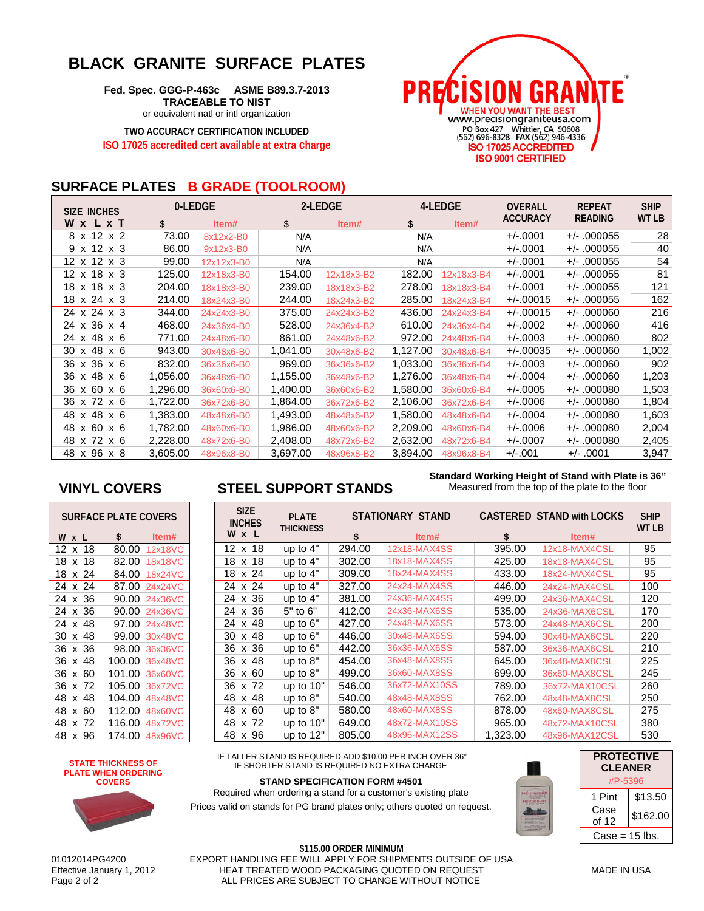# BLACK GRANITE SURFACE PLATES

**Fed. Spec. GGG-P-463c ASME B89.3.7-2013**
**TRACEABLE TO NIST**
or equivalent natl or intl organization

**TWO ACCURACY CERTIFICATION INCLUDED**
**ISO 17025 accredited cert available at extra charge**

**PRECISION GRANITE**
WHEN YOU WANT THE BEST
www.precisiongraniteusa.com
PO Box 427 Whittier, CA 90608
(562) 696-8328 FAX (562) 946-4336
ISO 17025 ACCREDITED
ISO 9001 CERTIFIED

## SURFACE PLATES B GRADE (TOOLROOM)

| SIZE INCHES W x L x T | 0-LEDGE $ | Item# | 2-LEDGE $ | Item# | 4-LEDGE $ | Item# | OVERALL ACCURACY | REPEAT READING | SHIP WT LB |
|---|---|---|---|---|---|---|---|---|---|
| 8 x 12 x 2 | 73.00 | 8x12x2-B0 | N/A | | N/A | | +/-.0001 | +/- .000055 | 28 |
| 9 x 12 x 3 | 86.00 | 9x12x3-B0 | N/A | | N/A | | +/-.0001 | +/- .000055 | 40 |
| 12 x 12 x 3 | 99.00 | 12x12x3-B0 | N/A | | N/A | | +/-.0001 | +/- .000055 | 54 |
| 12 x 18 x 3 | 125.00 | 12x18x3-B0 | 154.00 | 12x18x3-B2 | 182.00 | 12x18x3-B4 | +/-.0001 | +/- .000055 | 81 |
| 18 x 18 x 3 | 204.00 | 18x18x3-B0 | 239.00 | 18x18x3-B2 | 278.00 | 18x18x3-B4 | +/-.0001 | +/- .000055 | 121 |
| 18 x 24 x 3 | 214.00 | 18x24x3-B0 | 244.00 | 18x24x3-B2 | 285.00 | 18x24x3-B4 | +/-.00015 | +/- .000055 | 162 |
| 24 x 24 x 3 | 344.00 | 24x24x3-B0 | 375.00 | 24x24x3-B2 | 436.00 | 24x24x3-B4 | +/-.00015 | +/- .000060 | 216 |
| 24 x 36 x 4 | 468.00 | 24x36x4-B0 | 528.00 | 24x36x4-B2 | 610.00 | 24x36x4-B4 | +/-.0002 | +/- .000060 | 416 |
| 24 x 48 x 6 | 771.00 | 24x48x6-B0 | 861.00 | 24x48x6-B2 | 972.00 | 24x48x6-B4 | +/-.0003 | +/- .000060 | 802 |
| 30 x 48 x 6 | 943.00 | 30x48x6-B0 | 1,041.00 | 30x48x6-B2 | 1,127.00 | 30x48x6-B4 | +/-.00035 | +/- .000060 | 1,002 |
| 36 x 36 x 6 | 832.00 | 36x36x6-B0 | 969.00 | 36x36x6-B2 | 1,033.00 | 36x36x6-B4 | +/-.0003 | +/- .000060 | 902 |
| 36 x 48 x 6 | 1,056.00 | 36x48x6-B0 | 1,155.00 | 36x48x6-B2 | 1,276.00 | 36x48x6-B4 | +/-.0004 | +/- .000060 | 1,203 |
| 36 x 60 x 6 | 1,296.00 | 36x60x6-B0 | 1,400.00 | 36x60x6-B2 | 1,580.00 | 36x60x6-B4 | +/-.0005 | +/- .000080 | 1,503 |
| 36 x 72 x 6 | 1,722.00 | 36x72x6-B0 | 1,864.00 | 36x72x6-B2 | 2,106.00 | 36x72x6-B4 | +/-.0006 | +/- .000080 | 1,804 |
| 48 x 48 x 6 | 1,383.00 | 48x48x6-B0 | 1,493.00 | 48x48x6-B2 | 1,580.00 | 48x48x6-B4 | +/-.0004 | +/- .000080 | 1,603 |
| 48 x 60 x 6 | 1,782.00 | 48x60x6-B0 | 1,986.00 | 48x60x6-B2 | 2,209.00 | 48x60x6-B4 | +/-.0006 | +/- .000080 | 2,004 |
| 48 x 72 x 6 | 2,228.00 | 48x72x6-B0 | 2,408.00 | 48x72x6-B2 | 2,632.00 | 48x72x6-B4 | +/-.0007 | +/- .000080 | 2,405 |
| 48 x 96 x 8 | 3,605.00 | 48x96x8-B0 | 3,697.00 | 48x96x8-B2 | 3,894.00 | 48x96x8-B4 | +/-.001 | +/- .0001 | 3,947 |

## VINYL COVERS

| SURFACE PLATE COVERS W x L | $ | Item# |
|---|---|---|
| 12 x 18 | 80.00 | 12x18VC |
| 18 x 18 | 82.00 | 18x18VC |
| 18 x 24 | 84.00 | 18x24VC |
| 24 x 24 | 87.00 | 24x24VC |
| 24 x 36 | 90.00 | 24x36VC |
| 24 x 36 | 90.00 | 24x36VC |
| 24 x 48 | 97.00 | 24x48VC |
| 30 x 48 | 99.00 | 30x48VC |
| 36 x 36 | 98.00 | 36x36VC |
| 36 x 48 | 100.00 | 36x48VC |
| 36 x 60 | 101.00 | 36x60VC |
| 36 x 72 | 105.00 | 36x72VC |
| 48 x 48 | 104.00 | 48x48VC |
| 48 x 60 | 112.00 | 48x60VC |
| 48 x 72 | 116.00 | 48x72VC |
| 48 x 96 | 174.00 | 48x96VC |

**STATE THICKNESS OF PLATE WHEN ORDERING COVERS**

## STEEL SUPPORT STANDS

**Standard Working Height of Stand with Plate is 36"**
Measured from the top of the plate to the floor

| SIZE INCHES W x L | PLATE THICKNESS | STATIONARY STAND $ | Item# | CASTERED STAND with LOCKS $ | Item# | SHIP WT LB |
|---|---|---|---|---|---|---|
| 12 x 18 | up to 4" | 294.00 | 12x18-MAX4SS | 395.00 | 12x18-MAX4CSL | 95 |
| 18 x 18 | up to 4" | 302.00 | 18x18-MAX4SS | 425.00 | 18x18-MAX4CSL | 95 |
| 18 x 24 | up to 4" | 309.00 | 18x24-MAX4SS | 433.00 | 18x24-MAX4CSL | 95 |
| 24 x 24 | up to 4" | 327.00 | 24x24-MAX4SS | 446.00 | 24x24-MAX4CSL | 100 |
| 24 x 36 | up to 4" | 381.00 | 24x36-MAX4SS | 499.00 | 24x36-MAX4CSL | 120 |
| 24 x 36 | 5" to 6" | 412.00 | 24x36-MAX6SS | 535.00 | 24x36-MAX6CSL | 170 |
| 24 x 48 | up to 6" | 427.00 | 24x48-MAX6SS | 573.00 | 24x48-MAX6CSL | 200 |
| 30 x 48 | up to 6" | 446.00 | 30x48-MAX6SS | 594.00 | 30x48-MAX6CSL | 220 |
| 36 x 36 | up to 6" | 442.00 | 36x36-MAX6SS | 587.00 | 36x36-MAX6CSL | 210 |
| 36 x 48 | up to 8" | 454.00 | 36x48-MAX8SS | 645.00 | 36x48-MAX8CSL | 225 |
| 36 x 60 | up to 8" | 499.00 | 36x60-MAX8SS | 699.00 | 36x60-MAX8CSL | 245 |
| 36 x 72 | up to 10" | 546.00 | 36x72-MAX10SS | 789.00 | 36x72-MAX10CSL | 260 |
| 48 x 48 | up to 8" | 540.00 | 48x48-MAX8SS | 762.00 | 48x48-MAX8CSL | 250 |
| 48 x 60 | up to 8" | 580.00 | 48x60-MAX8SS | 878.00 | 48x60-MAX8CSL | 275 |
| 48 x 72 | up to 10" | 649.00 | 48x72-MAX10SS | 965.00 | 48x72-MAX10CSL | 380 |
| 48 x 96 | up to 12" | 805.00 | 48x96-MAX12SS | 1,323.00 | 48x96-MAX12CSL | 530 |

IF TALLER STAND IS REQUIRED ADD $10.00 PER INCH OVER 36"
IF SHORTER STAND IS REQUIRED NO EXTRA CHARGE

**STAND SPECIFICATION FORM #4501**
Required when ordering a stand for a customer's existing plate
Prices valid on stands for PG brand plates only; others quoted on request.

| PROTECTIVE CLEANER #P-5396 | |
|---|---|
| 1 Pint | $13.50 |
| Case of 12 | $162.00 |
| Case = 15 lbs. | |

**$115.00 ORDER MINIMUM**
EXPORT HANDLING FEE WILL APPLY FOR SHIPMENTS OUTSIDE OF USA
HEAT TREATED WOOD PACKAGING QUOTED ON REQUEST
ALL PRICES ARE SUBJECT TO CHANGE WITHOUT NOTICE

01012014PG4200
Effective January 1, 2012

MADE IN USA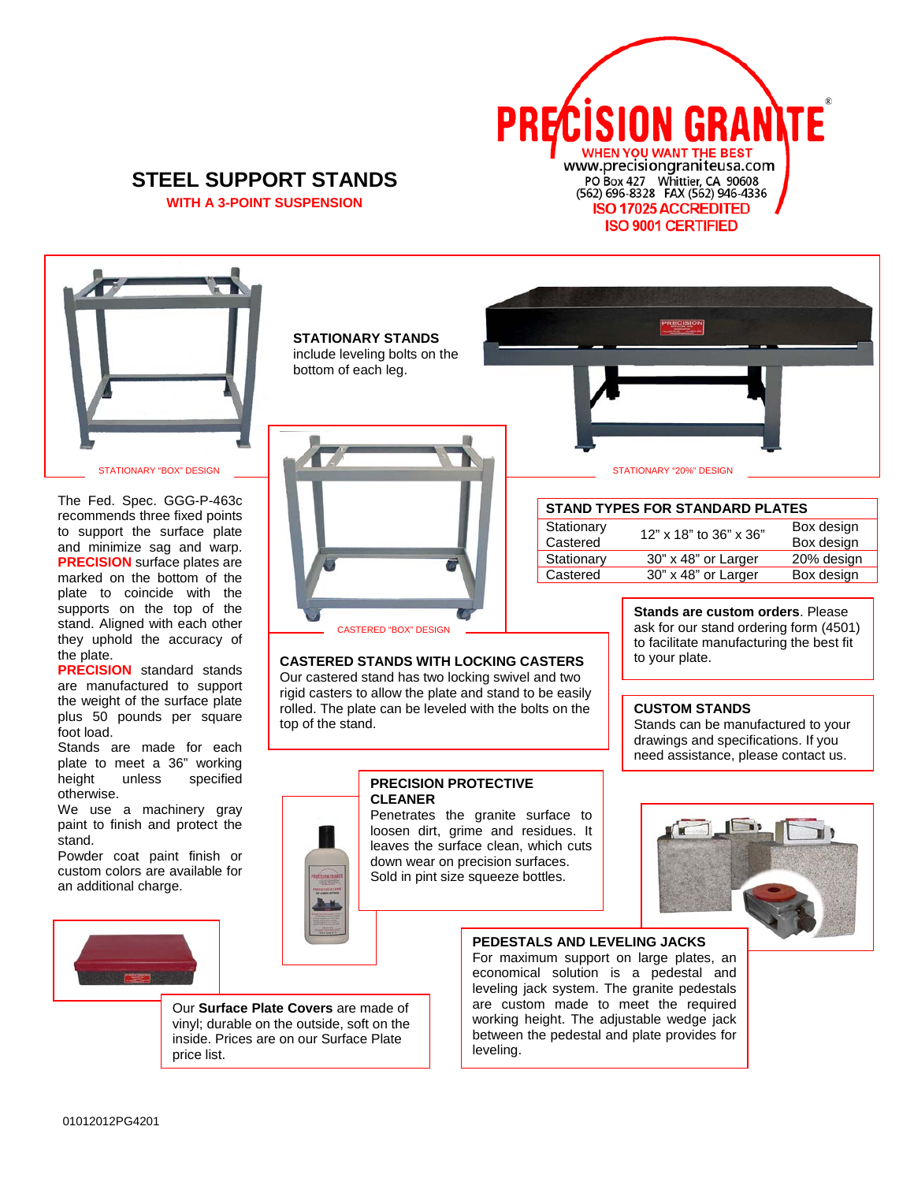# STEEL SUPPORT STANDS

**WITH A 3-POINT SUSPENSION**

PRECISION GRANITE®
WHEN YOU WANT THE BEST
www.precisiongraniteusa.com
PO Box 427 Whittier, CA 90608
(562) 696-8328 FAX (562) 946-4336
ISO 17025 ACCREDITED
ISO 9001 CERTIFIED

STATIONARY "BOX" DESIGN

**STATIONARY STANDS** include leveling bolts on the bottom of each leg.

STATIONARY "20%" DESIGN

CASTERED "BOX" DESIGN

The Fed. Spec. GGG-P-463c recommends three fixed points to support the surface plate and minimize sag and warp. **PRECISION** surface plates are marked on the bottom of the plate to coincide with the supports on the top of the stand. Aligned with each other they uphold the accuracy of the plate.

**PRECISION** standard stands are manufactured to support the weight of the surface plate plus 50 pounds per square foot load.

Stands are made for each plate to meet a 36" working height unless specified otherwise.

We use a machinery gray paint to finish and protect the stand.

Powder coat paint finish or custom colors are available for an additional charge.

**STAND TYPES FOR STANDARD PLATES**

| | | |
|---|---|---|
| Stationary | 12" x 18" to 36" x 36" | Box design |
| Castered | 12" x 18" to 36" x 36" | Box design |
| Stationary | 30" x 48" or Larger | 20% design |
| Castered | 30" x 48" or Larger | Box design |

**CASTERED STANDS WITH LOCKING CASTERS**
Our castered stand has two locking swivel and two rigid casters to allow the plate and stand to be easily rolled. The plate can be leveled with the bolts on the top of the stand.

**Stands are custom orders**. Please ask for our stand ordering form (4501) to facilitate manufacturing the best fit to your plate.

**CUSTOM STANDS**
Stands can be manufactured to your drawings and specifications. If you need assistance, please contact us.

**PRECISION PROTECTIVE CLEANER**
Penetrates the granite surface to loosen dirt, grime and residues. It leaves the surface clean, which cuts down wear on precision surfaces. Sold in pint size squeeze bottles.

Our **Surface Plate Covers** are made of vinyl; durable on the outside, soft on the inside. Prices are on our Surface Plate price list.

**PEDESTALS AND LEVELING JACKS**
For maximum support on large plates, an economical solution is a pedestal and leveling jack system. The granite pedestals are custom made to meet the required working height. The adjustable wedge jack between the pedestal and plate provides for leveling.

01012012PG4201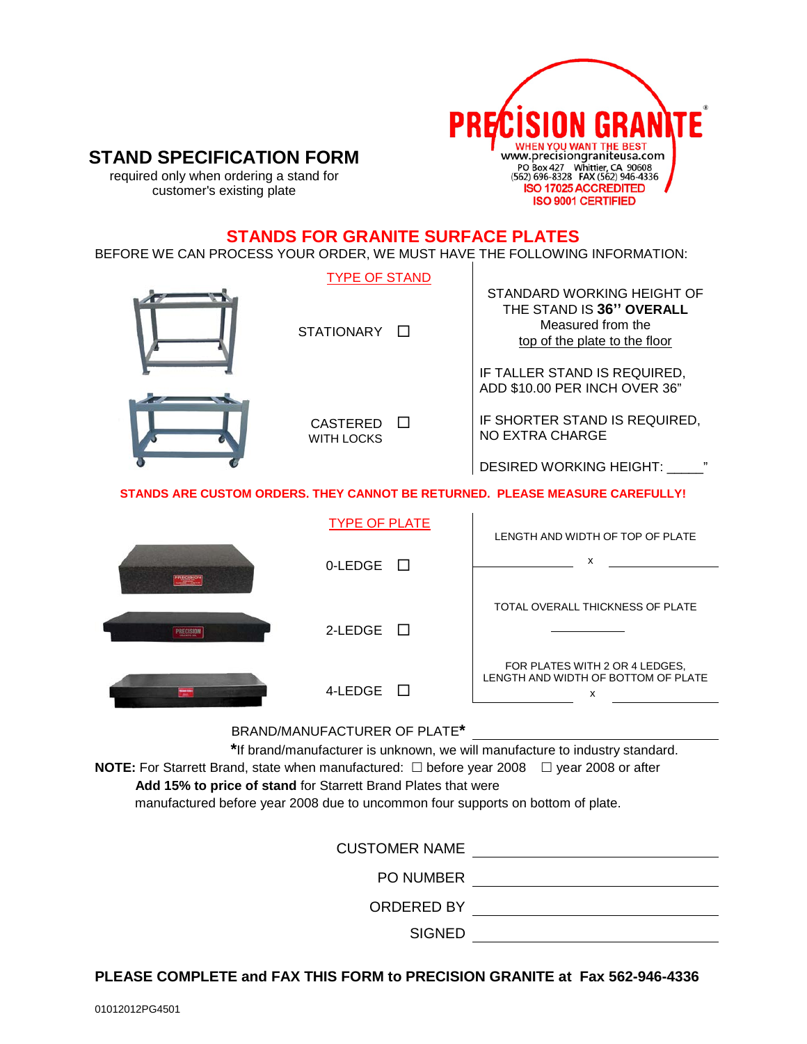# STAND SPECIFICATION FORM

required only when ordering a stand for customer's existing plate

PRECISION GRANITE®
WHEN YOU WANT THE BEST
www.precisiongraniteusa.com
PO Box 427 Whittier, CA 90608
(562) 696-8328 FAX (562) 946-4336
ISO 17025 ACCREDITED
ISO 9001 CERTIFIED

## STANDS FOR GRANITE SURFACE PLATES

BEFORE WE CAN PROCESS YOUR ORDER, WE MUST HAVE THE FOLLOWING INFORMATION:

### TYPE OF STAND

STATIONARY ☐

CASTERED WITH LOCKS ☐

STANDARD WORKING HEIGHT OF THE STAND IS **36" OVERALL** Measured from the top of the plate to the floor

IF TALLER STAND IS REQUIRED, ADD $10.00 PER INCH OVER 36"

IF SHORTER STAND IS REQUIRED, NO EXTRA CHARGE

DESIRED WORKING HEIGHT: _____"

**STANDS ARE CUSTOM ORDERS. THEY CANNOT BE RETURNED. PLEASE MEASURE CAREFULLY!**

### TYPE OF PLATE

0-LEDGE ☐

2-LEDGE ☐

4-LEDGE ☐

LENGTH AND WIDTH OF TOP OF PLATE

__________ x __________

TOTAL OVERALL THICKNESS OF PLATE

__________

FOR PLATES WITH 2 OR 4 LEDGES, LENGTH AND WIDTH OF BOTTOM OF PLATE

__________ x __________

BRAND/MANUFACTURER OF PLATE* __________

*If brand/manufacturer is unknown, we will manufacture to industry standard.

**NOTE:** For Starrett Brand, state when manufactured: ☐ before year 2008 ☐ year 2008 or after

**Add 15% to price of stand** for Starrett Brand Plates that were manufactured before year 2008 due to uncommon four supports on bottom of plate.

CUSTOMER NAME __________

PO NUMBER __________

ORDERED BY __________

SIGNED __________

**PLEASE COMPLETE and FAX THIS FORM to PRECISION GRANITE at Fax 562-946-4336**

01012012PG4501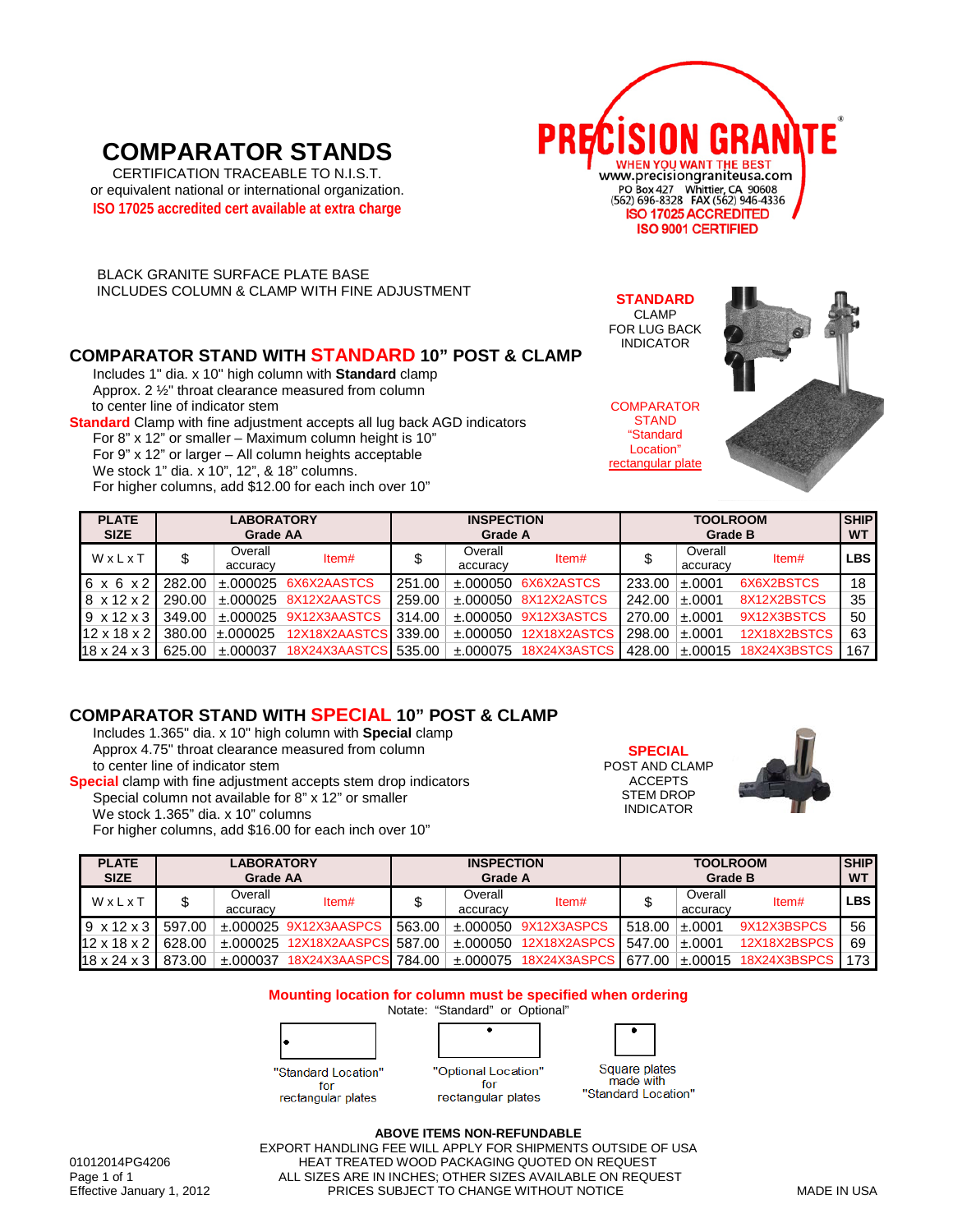# COMPARATOR STANDS

CERTIFICATION TRACEABLE TO N.I.S.T.
or equivalent national or international organization.
**ISO 17025 accredited cert available at extra charge**

**PRECISION GRANITE**
WHEN YOU WANT THE BEST
www.precisiongraniteusa.com
PO Box 427 Whittier, CA 90608
(562) 696-8328 FAX (562) 946-4336
ISO 17025 ACCREDITED
ISO 9001 CERTIFIED

BLACK GRANITE SURFACE PLATE BASE
INCLUDES COLUMN & CLAMP WITH FINE ADJUSTMENT

**STANDARD** CLAMP FOR LUG BACK INDICATOR

COMPARATOR STAND "Standard Location" rectangular plate

## COMPARATOR STAND WITH STANDARD 10" POST & CLAMP

Includes 1" dia. x 10" high column with **Standard** clamp
Approx. 2 ½" throat clearance measured from column to center line of indicator stem
**Standard** Clamp with fine adjustment accepts all lug back AGD indicators
For 8" x 12" or smaller – Maximum column height is 10"
For 9" x 12" or larger – All column heights acceptable
We stock 1" dia. x 10", 12", & 18" columns.
For higher columns, add $12.00 for each inch over 10"

| PLATE SIZE | LABORATORY Grade AA | | | INSPECTION Grade A | | | TOOLROOM Grade B | | | SHIP WT |
|---|---|---|---|---|---|---|---|---|---|---|
| W x L x T | $ | Overall accuracy | Item# | $ | Overall accuracy | Item# | $ | Overall accuracy | Item# | LBS |
| 6 x 6 x 2 | 282.00 | ±.000025 | 6X6X2AASTCS | 251.00 | ±.000050 | 6X6X2ASTCS | 233.00 | ±.0001 | 6X6X2BSTCS | 18 |
| 8 x 12 x 2 | 290.00 | ±.000025 | 8X12X2AASTCS | 259.00 | ±.000050 | 8X12X2ASTCS | 242.00 | ±.0001 | 8X12X2BSTCS | 35 |
| 9 x 12 x 3 | 349.00 | ±.000025 | 9X12X3AASTCS | 314.00 | ±.000050 | 9X12X3ASTCS | 270.00 | ±.0001 | 9X12X3BSTCS | 50 |
| 12 x 18 x 2 | 380.00 | ±.000025 | 12X18X2AASTCS | 339.00 | ±.000050 | 12X18X2ASTCS | 298.00 | ±.0001 | 12X18X2BSTCS | 63 |
| 18 x 24 x 3 | 625.00 | ±.000037 | 18X24X3AASTCS | 535.00 | ±.000075 | 18X24X3ASTCS | 428.00 | ±.00015 | 18X24X3BSTCS | 167 |

## COMPARATOR STAND WITH SPECIAL 10" POST & CLAMP

Includes 1.365" dia. x 10" high column with **Special** clamp
Approx 4.75" throat clearance measured from column to center line of indicator stem
**Special** clamp with fine adjustment accepts stem drop indicators
Special column not available for 8" x 12" or smaller
We stock 1.365" dia. x 10" columns
For higher columns, add $16.00 for each inch over 10"

**SPECIAL** POST AND CLAMP ACCEPTS STEM DROP INDICATOR

| PLATE SIZE | LABORATORY Grade AA | | | INSPECTION Grade A | | | TOOLROOM Grade B | | | SHIP WT |
|---|---|---|---|---|---|---|---|---|---|---|
| W x L x T | $ | Overall accuracy | Item# | $ | Overall accuracy | Item# | $ | Overall accuracy | Item# | LBS |
| 9 x 12 x 3 | 597.00 | ±.000025 | 9X12X3AASPCS | 563.00 | ±.000050 | 9X12X3ASPCS | 518.00 | ±.0001 | 9X12X3BSPCS | 56 |
| 12 x 18 x 2 | 628.00 | ±.000025 | 12X18X2AASPCS | 587.00 | ±.000050 | 12X18X2ASPCS | 547.00 | ±.0001 | 12X18X2BSPCS | 69 |
| 18 x 24 x 3 | 873.00 | ±.000037 | 18X24X3AASPCS | 784.00 | ±.000075 | 18X24X3ASPCS | 677.00 | ±.00015 | 18X24X3BSPCS | 173 |

**Mounting location for column must be specified when ordering**
Notate: "Standard" or Optional"

"Standard Location" for rectangular plates

"Optional Location" for rectangular plates

Square plates made with "Standard Location"

**ABOVE ITEMS NON-REFUNDABLE**
EXPORT HANDLING FEE WILL APPLY FOR SHIPMENTS OUTSIDE OF USA
HEAT TREATED WOOD PACKAGING QUOTED ON REQUEST
ALL SIZES ARE IN INCHES; OTHER SIZES AVAILABLE ON REQUEST
PRICES SUBJECT TO CHANGE WITHOUT NOTICE

01012014PG4206
Effective January 1, 2012

MADE IN USA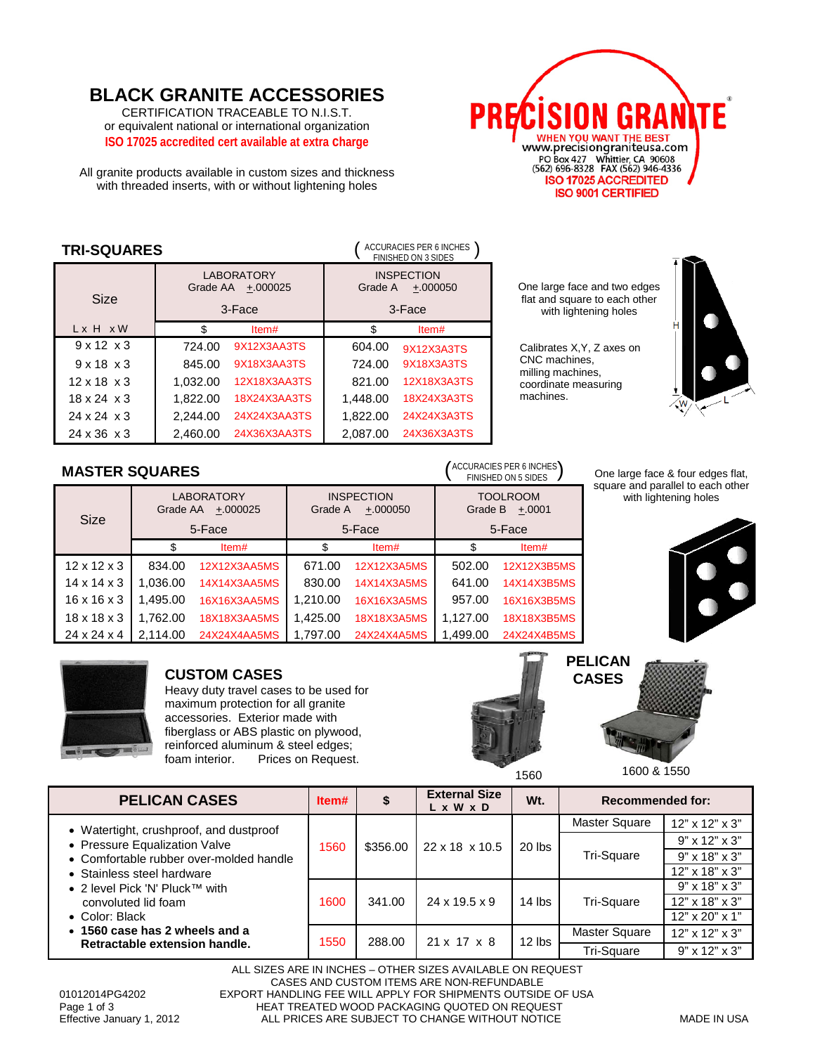# BLACK GRANITE ACCESSORIES

CERTIFICATION TRACEABLE TO N.I.S.T.
or equivalent national or international organization
**ISO 17025 accredited cert available at extra charge**

All granite products available in custom sizes and thickness with threaded inserts, with or without lightening holes

PRECISION GRANITE
WHEN YOU WANT THE BEST
www.precisiongraniteusa.com
PO Box 427 Whittier, CA 90608
(562) 696-8328 FAX (562) 946-4336
ISO 17025 ACCREDITED
ISO 9001 CERTIFIED

## TRI-SQUARES

(ACCURACIES PER 6 INCHES FINISHED ON 3 SIDES)

| Size | LABORATORY Grade AA ±.000025 3-Face | | INSPECTION Grade A ±.000050 3-Face | |
|---|---|---|---|---|
| L x H x W | $ | Item# | $ | Item# |
| 9 x 12 x 3 | 724.00 | 9X12X3AA3TS | 604.00 | 9X12X3A3TS |
| 9 x 18 x 3 | 845.00 | 9X18X3AA3TS | 724.00 | 9X18X3A3TS |
| 12 x 18 x 3 | 1,032.00 | 12X18X3AA3TS | 821.00 | 12X18X3A3TS |
| 18 x 24 x 3 | 1,822.00 | 18X24X3AA3TS | 1,448.00 | 18X24X3A3TS |
| 24 x 24 x 3 | 2,244.00 | 24X24X3AA3TS | 1,822.00 | 24X24X3A3TS |
| 24 x 36 x 3 | 2,460.00 | 24X36X3AA3TS | 2,087.00 | 24X36X3A3TS |

One large face and two edges flat and square to each other with lightening holes

Calibrates X,Y, Z axes on CNC machines, milling machines, coordinate measuring machines.

## MASTER SQUARES

(ACCURACIES PER 6 INCHES FINISHED ON 5 SIDES)

One large face & four edges flat, square and parallel to each other with lightening holes

| Size | LABORATORY Grade AA ±.000025 5-Face | | INSPECTION Grade A ±.000050 5-Face | | TOOLROOM Grade B ±.0001 5-Face | |
|---|---|---|---|---|---|---|
| | $ | Item# | $ | Item# | $ | Item# |
| 12 x 12 x 3 | 834.00 | 12X12X3AA5MS | 671.00 | 12X12X3A5MS | 502.00 | 12X12X3B5MS |
| 14 x 14 x 3 | 1,036.00 | 14X14X3AA5MS | 830.00 | 14X14X3A5MS | 641.00 | 14X14X3B5MS |
| 16 x 16 x 3 | 1,495.00 | 16X16X3AA5MS | 1,210.00 | 16X16X3A5MS | 957.00 | 16X16X3B5MS |
| 18 x 18 x 3 | 1,762.00 | 18X18X3AA5MS | 1,425.00 | 18X18X3A5MS | 1,127.00 | 18X18X3B5MS |
| 24 x 24 x 4 | 2,114.00 | 24X24X4AA5MS | 1,797.00 | 24X24X4A5MS | 1,499.00 | 24X24X4B5MS |

## CUSTOM CASES

Heavy duty travel cases to be used for maximum protection for all granite accessories. Exterior made with fiberglass or ABS plastic on plywood, reinforced aluminum & steel edges; foam interior. Prices on Request.

## PELICAN CASES

1560

1600 & 1550

| PELICAN CASES | Item# | $ | External Size L x W x D | Wt. | Recommended for: | |
|---|---|---|---|---|---|---|
| • Watertight, crushproof, and dustproof<br>• Pressure Equalization Valve<br>• Comfortable rubber over-molded handle<br>• Stainless steel hardware<br>• 2 level Pick 'N' Pluck™ with convoluted lid foam<br>• Color: Black<br>• **1560 case has 2 wheels and a Retractable extension handle.** | 1560 | $356.00 | 22 x 18 x 10.5 | 20 lbs | Master Square | 12" x 12" x 3" |
| | | | | | Tri-Square | 9" x 12" x 3" |
| | | | | | | 9" x 18" x 3" |
| | | | | | | 12" x 18" x 3" |
| | 1600 | 341.00 | 24 x 19.5 x 9 | 14 lbs | Tri-Square | 9" x 18" x 3" |
| | | | | | | 12" x 18" x 3" |
| | | | | | | 12" x 20" x 1" |
| | 1550 | 288.00 | 21 x 17 x 8 | 12 lbs | Master Square | 12" x 12" x 3" |
| | | | | | Tri-Square | 9" x 12" x 3" |

ALL SIZES ARE IN INCHES – OTHER SIZES AVAILABLE ON REQUEST
CASES AND CUSTOM ITEMS ARE NON-REFUNDABLE
EXPORT HANDLING FEE WILL APPLY FOR SHIPMENTS OUTSIDE OF USA
HEAT TREATED WOOD PACKAGING QUOTED ON REQUEST
ALL PRICES ARE SUBJECT TO CHANGE WITHOUT NOTICE

01012014PG4202
Effective January 1, 2012

MADE IN USA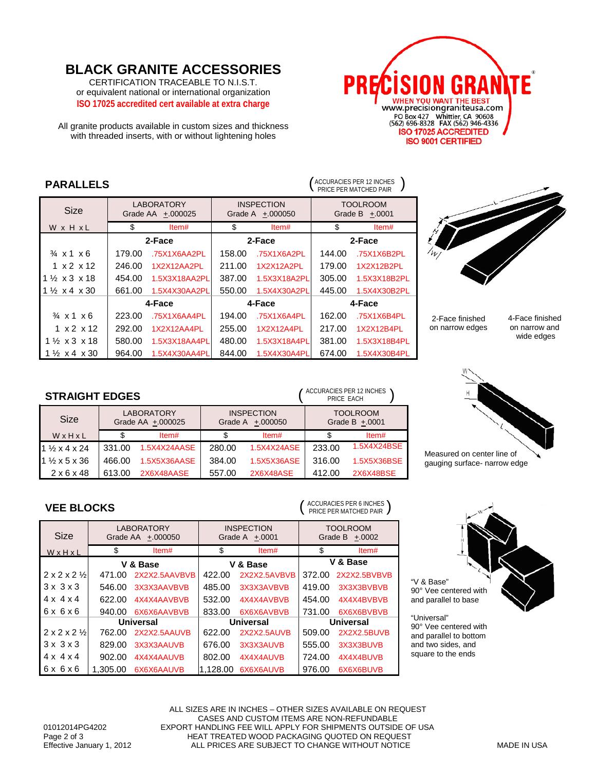# BLACK GRANITE ACCESSORIES

CERTIFICATION TRACEABLE TO N.I.S.T.
or equivalent national or international organization
**ISO 17025 accredited cert available at extra charge**

All granite products available in custom sizes and thickness
with threaded inserts, with or without lightening holes

**PRECISION GRANITE®**
WHEN YOU WANT THE BEST
www.precisiongraniteusa.com
PO Box 427 Whittier, CA 90608
(562) 696-8328 FAX (562) 946-4336
ISO 17025 ACCREDITED
ISO 9001 CERTIFIED

## PARALLELS

(ACCURACIES PER 12 INCHES PRICE PER MATCHED PAIR)

| Size | LABORATORY Grade AA ±.000025 | | INSPECTION Grade A ±.000050 | | TOOLROOM Grade B ±.0001 | |
|---|---|---|---|---|---|---|
| W x H x L | $ | Item# | $ | Item# | $ | Item# |
| | **2-Face** | | **2-Face** | | **2-Face** | |
| ¾ x 1 x 6 | 179.00 | .75X1X6AA2PL | 158.00 | .75X1X6A2PL | 144.00 | .75X1X6B2PL |
| 1 x 2 x 12 | 246.00 | 1X2X12AA2PL | 211.00 | 1X2X12A2PL | 179.00 | 1X2X12B2PL |
| 1 ½ x 3 x 18 | 454.00 | 1.5X3X18AA2PL | 387.00 | 1.5X3X18A2PL | 305.00 | 1.5X3X18B2PL |
| 1 ½ x 4 x 30 | 661.00 | 1.5X4X30AA2PL | 550.00 | 1.5X4X30A2PL | 445.00 | 1.5X4X30B2PL |
| | **4-Face** | | **4-Face** | | **4-Face** | |
| ¾ x 1 x 6 | 223.00 | .75X1X6AA4PL | 194.00 | .75X1X6A4PL | 162.00 | .75X1X6B4PL |
| 1 x 2 x 12 | 292.00 | 1X2X12AA4PL | 255.00 | 1X2X12A4PL | 217.00 | 1X2X12B4PL |
| 1 ½ x 3 x 18 | 580.00 | 1.5X3X18AA4PL | 480.00 | 1.5X3X18A4PL | 381.00 | 1.5X3X18B4PL |
| 1 ½ x 4 x 30 | 964.00 | 1.5X4X30AA4PL | 844.00 | 1.5X4X30A4PL | 674.00 | 1.5X4X30B4PL |

2-Face finished on narrow edges

4-Face finished on narrow and wide edges

## STRAIGHT EDGES

(ACCURACIES PER 12 INCHES PRICE EACH)

| Size | LABORATORY Grade AA ±.000025 | | INSPECTION Grade A ±.000050 | | TOOLROOM Grade B ±.0001 | |
|---|---|---|---|---|---|---|
| W x H x L | $ | Item# | $ | Item# | $ | Item# |
| 1 ½ x 4 x 24 | 331.00 | 1.5X4X24AASE | 280.00 | 1.5X4X24ASE | 233.00 | 1.5X4X24BSE |
| 1 ½ x 5 x 36 | 466.00 | 1.5X5X36AASE | 384.00 | 1.5X5X36ASE | 316.00 | 1.5X5X36BSE |
| 2 x 6 x 48 | 613.00 | 2X6X48AASE | 557.00 | 2X6X48ASE | 412.00 | 2X6X48BSE |

Measured on center line of gauging surface- narrow edge

## VEE BLOCKS

(ACCURACIES PER 6 INCHES PRICE PER MATCHED PAIR)

| Size | LABORATORY Grade AA ±.000050 | | INSPECTION Grade A ±.0001 | | TOOLROOM Grade B ±.0002 | |
|---|---|---|---|---|---|---|
| W x H x L | $ | Item# | $ | Item# | $ | Item# |
| | **V & Base** | | **V & Base** | | **V & Base** | |
| 2 x 2 x 2 ½ | 471.00 | 2X2X2.5AAVBVB | 422.00 | 2X2X2.5AVBVB | 372.00 | 2X2X2.5BVBVB |
| 3 x 3 x 3 | 546.00 | 3X3X3AAVBVB | 485.00 | 3X3X3AVBVB | 419.00 | 3X3X3BVBVB |
| 4 x 4 x 4 | 622.00 | 4X4X4AAVBVB | 532.00 | 4X4X4AVBVB | 454.00 | 4X4X4BVBVB |
| 6 x 6 x 6 | 940.00 | 6X6X6AAVBVB | 833.00 | 6X6X6AVBVB | 731.00 | 6X6X6BVBVB |
| | **Universal** | | **Universal** | | **Universal** | |
| 2 x 2 x 2 ½ | 762.00 | 2X2X2.5AAUVB | 622.00 | 2X2X2.5AUVB | 509.00 | 2X2X2.5BUVB |
| 3 x 3 x 3 | 829.00 | 3X3X3AAUVB | 676.00 | 3X3X3AUVB | 555.00 | 3X3X3BUVB |
| 4 x 4 x 4 | 902.00 | 4X4X4AAUVB | 802.00 | 4X4X4AUVB | 724.00 | 4X4X4BUVB |
| 6 x 6 x 6 | 1,305.00 | 6X6X6AAUVB | 1,128.00 | 6X6X6AUVB | 976.00 | 6X6X6BUVB |

"V & Base" 90° Vee centered with and parallel to base

"Universal" 90° Vee centered with and parallel to bottom and two sides, and square to the ends

ALL SIZES ARE IN INCHES – OTHER SIZES AVAILABLE ON REQUEST
CASES AND CUSTOM ITEMS ARE NON-REFUNDABLE
EXPORT HANDLING FEE WILL APPLY FOR SHIPMENTS OUTSIDE OF USA
HEAT TREATED WOOD PACKAGING QUOTED ON REQUEST
ALL PRICES ARE SUBJECT TO CHANGE WITHOUT NOTICE

01012014PG4202
Effective January 1, 2012

MADE IN USA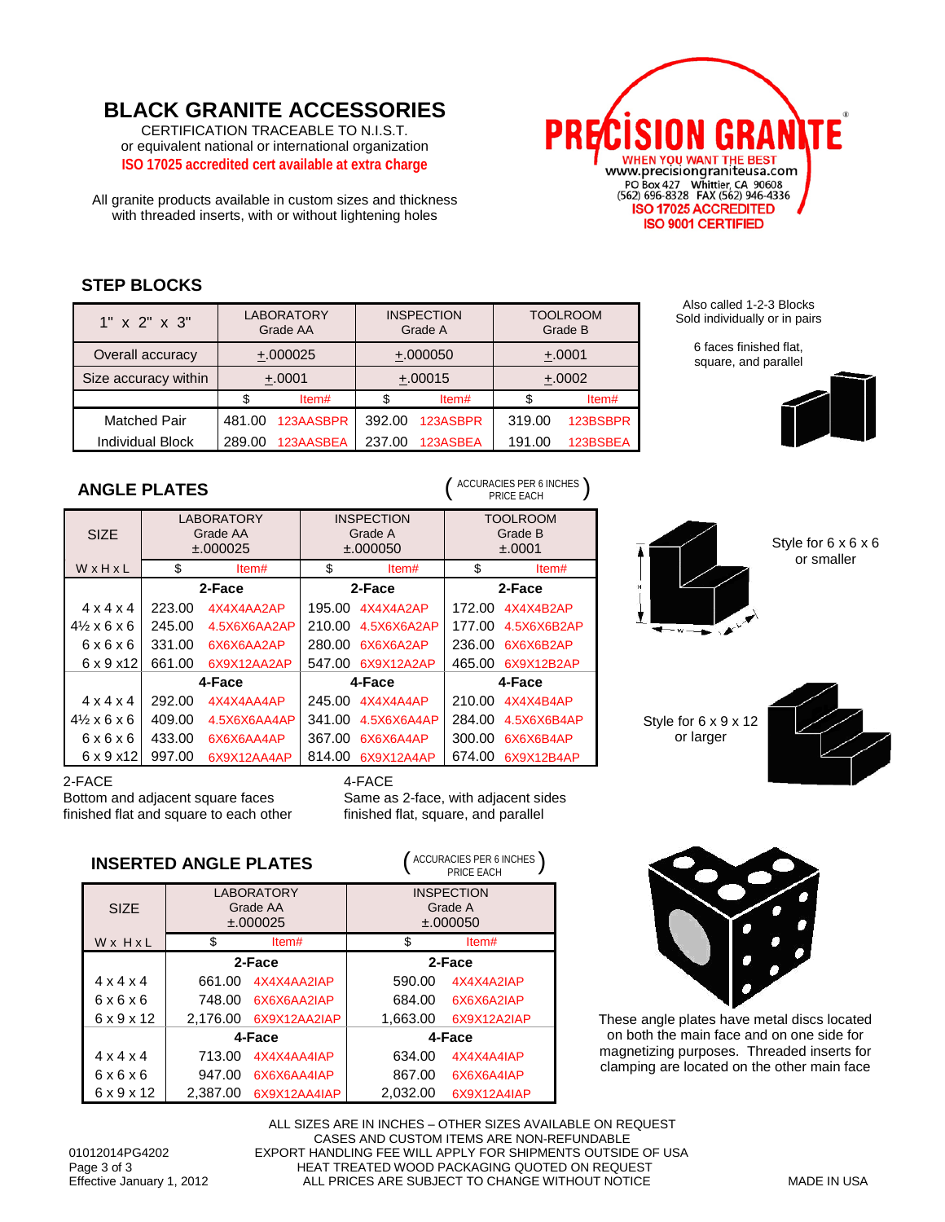# BLACK GRANITE ACCESSORIES

CERTIFICATION TRACEABLE TO N.I.S.T.
or equivalent national or international organization
**ISO 17025 accredited cert available at extra charge**

All granite products available in custom sizes and thickness
with threaded inserts, with or without lightening holes

PRECISION GRANITE®
WHEN YOU WANT THE BEST
www.precisiongraniteusa.com
PO Box 427 Whittier, CA 90608
(562) 696-8328 FAX (562) 946-4336
ISO 17025 ACCREDITED
ISO 9001 CERTIFIED

## STEP BLOCKS

| 1" x 2" x 3" | LABORATORY Grade AA | | INSPECTION Grade A | | TOOLROOM Grade B | |
|---|---|---|---|---|---|---|
| Overall accuracy | ±.000025 | | ±.000050 | | ±.0001 | |
| Size accuracy within | ±.0001 | | ±.00015 | | ±.0002 | |
| | $ | Item# | $ | Item# | $ | Item# |
| Matched Pair | 481.00 | 123AASBPR | 392.00 | 123ASBPR | 319.00 | 123BSBPR |
| Individual Block | 289.00 | 123AASBEA | 237.00 | 123ASBEA | 191.00 | 123BSBEA |

Also called 1-2-3 Blocks
Sold individually or in pairs

6 faces finished flat, square, and parallel

## ANGLE PLATES

(ACCURACIES PER 6 INCHES PRICE EACH)

| SIZE | LABORATORY Grade AA ±.000025 | | INSPECTION Grade A ±.000050 | | TOOLROOM Grade B ±.0001 | |
|---|---|---|---|---|---|---|
| W x H x L | $ | Item# | $ | Item# | $ | Item# |
| | **2-Face** | | **2-Face** | | **2-Face** | |
| 4 x 4 x 4 | 223.00 | 4X4X4AA2AP | 195.00 | 4X4X4A2AP | 172.00 | 4X4X4B2AP |
| 4½ x 6 x 6 | 245.00 | 4.5X6X6AA2AP | 210.00 | 4.5X6X6A2AP | 177.00 | 4.5X6X6B2AP |
| 6 x 6 x 6 | 331.00 | 6X6X6AA2AP | 280.00 | 6X6X6A2AP | 236.00 | 6X6X6B2AP |
| 6 x 9 x12 | 661.00 | 6X9X12AA2AP | 547.00 | 6X9X12A2AP | 465.00 | 6X9X12B2AP |
| | **4-Face** | | **4-Face** | | **4-Face** | |
| 4 x 4 x 4 | 292.00 | 4X4X4AA4AP | 245.00 | 4X4X4A4AP | 210.00 | 4X4X4B4AP |
| 4½ x 6 x 6 | 409.00 | 4.5X6X6AA4AP | 341.00 | 4.5X6X6A4AP | 284.00 | 4.5X6X6B4AP |
| 6 x 6 x 6 | 433.00 | 6X6X6AA4AP | 367.00 | 6X6X6A4AP | 300.00 | 6X6X6B4AP |
| 6 x 9 x12 | 997.00 | 6X9X12AA4AP | 814.00 | 6X9X12A4AP | 674.00 | 6X9X12B4AP |

Style for 6 x 6 x 6 or smaller

Style for 6 x 9 x 12 or larger

2-FACE
Bottom and adjacent square faces finished flat and square to each other

4-FACE
Same as 2-face, with adjacent sides finished flat, square, and parallel

## INSERTED ANGLE PLATES

(ACCURACIES PER 6 INCHES PRICE EACH)

| SIZE | LABORATORY Grade AA ±.000025 | | INSPECTION Grade A ±.000050 | |
|---|---|---|---|---|
| W x H x L | $ | Item# | $ | Item# |
| | **2-Face** | | **2-Face** | |
| 4 x 4 x 4 | 661.00 | 4X4X4AA2IAP | 590.00 | 4X4X4A2IAP |
| 6 x 6 x 6 | 748.00 | 6X6X6AA2IAP | 684.00 | 6X6X6A2IAP |
| 6 x 9 x 12 | 2,176.00 | 6X9X12AA2IAP | 1,663.00 | 6X9X12A2IAP |
| | **4-Face** | | **4-Face** | |
| 4 x 4 x 4 | 713.00 | 4X4X4AA4IAP | 634.00 | 4X4X4A4IAP |
| 6 x 6 x 6 | 947.00 | 6X6X6AA4IAP | 867.00 | 6X6X6A4IAP |
| 6 x 9 x 12 | 2,387.00 | 6X9X12AA4IAP | 2,032.00 | 6X9X12A4IAP |

These angle plates have metal discs located on both the main face and on one side for magnetizing purposes. Threaded inserts for clamping are located on the other main face

ALL SIZES ARE IN INCHES – OTHER SIZES AVAILABLE ON REQUEST
CASES AND CUSTOM ITEMS ARE NON-REFUNDABLE
EXPORT HANDLING FEE WILL APPLY FOR SHIPMENTS OUTSIDE OF USA
HEAT TREATED WOOD PACKAGING QUOTED ON REQUEST
ALL PRICES ARE SUBJECT TO CHANGE WITHOUT NOTICE

01012014PG4202
Effective January 1, 2012

MADE IN USA